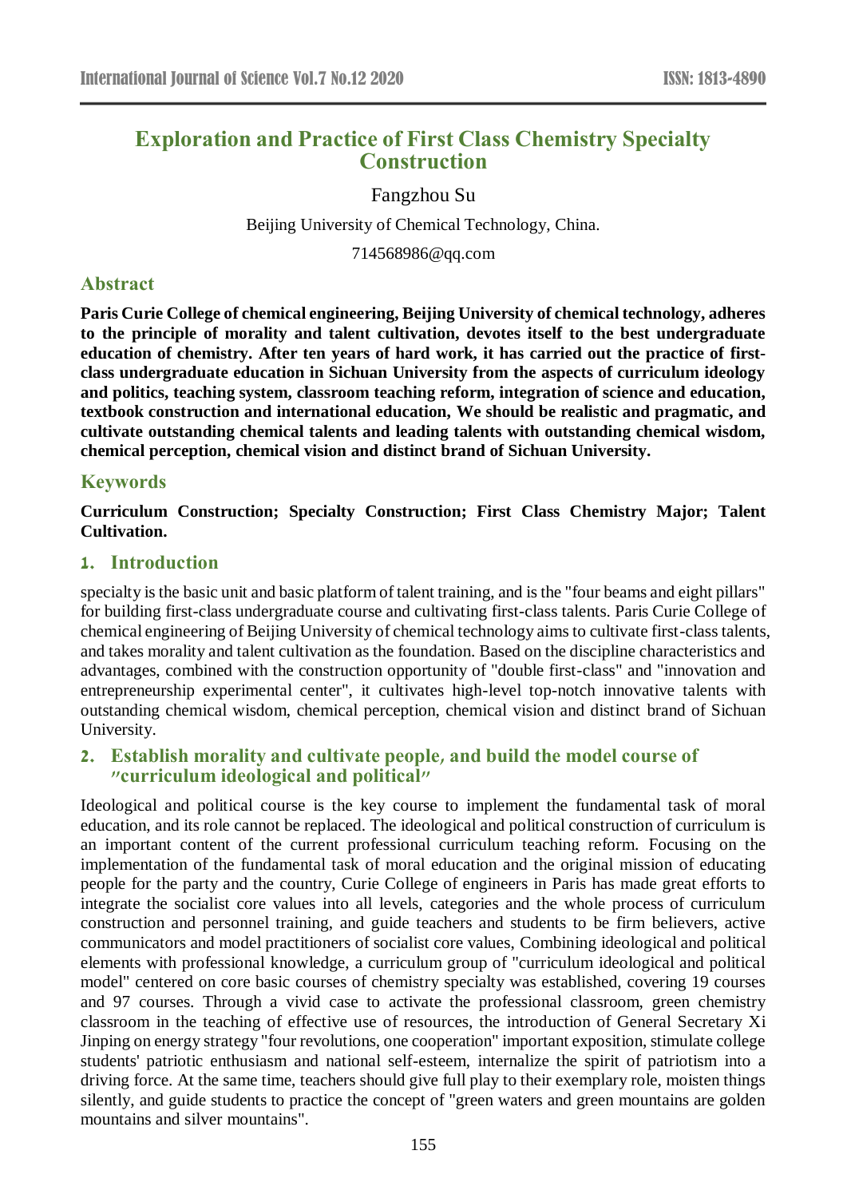# Exploration and Practice of First Class Chemistry Specialty Construction

Fangzhou Su

Beijing University of Chemical Technology, China.

714568986@qq.com

## Abstract

**Paris Curie College of chemical engineering, Beijing University of chemical technology, adheres to the principle of morality and talent cultivation, devotes itself to the best undergraduate education of chemistry. After ten years of hard work, it has carried out the practice of first-class undergraduate education in Sichuan University from the aspects of curriculum ideology and politics, teaching system, classroom teaching reform, integration of science and education, textbook construction and international education, We should be realistic and pragmatic, and cultivate outstanding chemical talents and leading talents with outstanding chemical wisdom, chemical perception, chemical vision and distinct brand of Sichuan University.**

## Keywords

**Curriculum Construction; Specialty Construction; First Class Chemistry Major; Talent Cultivation.**

## 1. Introduction

specialty is the basic unit and basic platform of talent training, and is the "four beams and eight pillars" for building first-class undergraduate course and cultivating first-class talents. Paris Curie College of chemical engineering of Beijing University of chemical technology aims to cultivate first-class talents, and takes morality and talent cultivation as the foundation. Based on the discipline characteristics and advantages, combined with the construction opportunity of "double first-class" and "innovation and entrepreneurship experimental center", it cultivates high-level top-notch innovative talents with outstanding chemical wisdom, chemical perception, chemical vision and distinct brand of Sichuan University.

## 2. Establish morality and cultivate people, and build the model course of "curriculum ideological and political"

Ideological and political course is the key course to implement the fundamental task of moral education, and its role cannot be replaced. The ideological and political construction of curriculum is an important content of the current professional curriculum teaching reform. Focusing on the implementation of the fundamental task of moral education and the original mission of educating people for the party and the country, Curie College of engineers in Paris has made great efforts to integrate the socialist core values into all levels, categories and the whole process of curriculum construction and personnel training, and guide teachers and students to be firm believers, active communicators and model practitioners of socialist core values, Combining ideological and political elements with professional knowledge, a curriculum group of "curriculum ideological and political model" centered on core basic courses of chemistry specialty was established, covering 19 courses and 97 courses. Through a vivid case to activate the professional classroom, green chemistry classroom in the teaching of effective use of resources, the introduction of General Secretary Xi Jinping on energy strategy "four revolutions, one cooperation" important exposition, stimulate college students' patriotic enthusiasm and national self-esteem, internalize the spirit of patriotism into a driving force. At the same time, teachers should give full play to their exemplary role, moisten things silently, and guide students to practice the concept of "green waters and green mountains are golden mountains and silver mountains".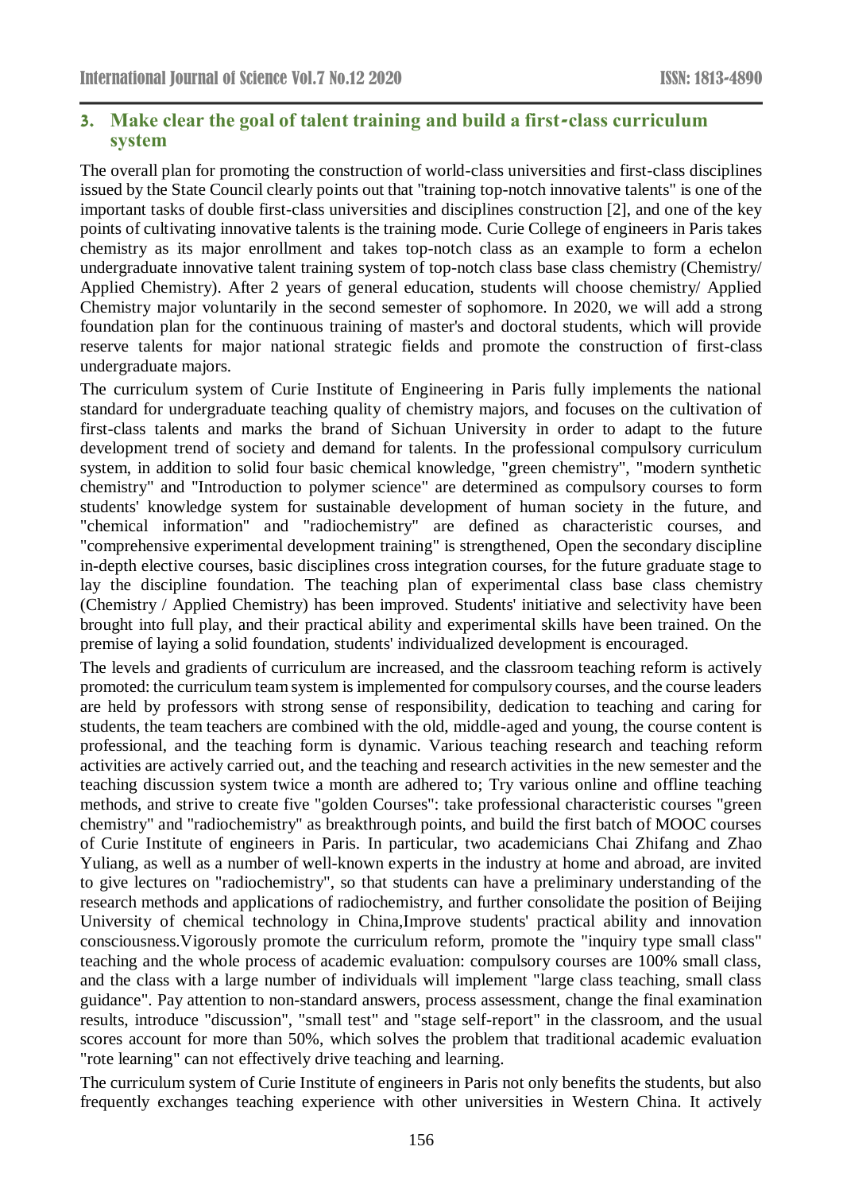## 3. Make clear the goal of talent training and build a first-class curriculum system

The overall plan for promoting the construction of world-class universities and first-class disciplines issued by the State Council clearly points out that "training top-notch innovative talents" is one of the important tasks of double first-class universities and disciplines construction [2], and one of the key points of cultivating innovative talents is the training mode. Curie College of engineers in Paris takes chemistry as its major enrollment and takes top-notch class as an example to form a echelon undergraduate innovative talent training system of top-notch class base class chemistry (Chemistry/ Applied Chemistry). After 2 years of general education, students will choose chemistry/ Applied Chemistry major voluntarily in the second semester of sophomore. In 2020, we will add a strong foundation plan for the continuous training of master's and doctoral students, which will provide reserve talents for major national strategic fields and promote the construction of first-class undergraduate majors.

The curriculum system of Curie Institute of Engineering in Paris fully implements the national standard for undergraduate teaching quality of chemistry majors, and focuses on the cultivation of first-class talents and marks the brand of Sichuan University in order to adapt to the future development trend of society and demand for talents. In the professional compulsory curriculum system, in addition to solid four basic chemical knowledge, "green chemistry", "modern synthetic chemistry" and "Introduction to polymer science" are determined as compulsory courses to form students' knowledge system for sustainable development of human society in the future, and "chemical information" and "radiochemistry" are defined as characteristic courses, and "comprehensive experimental development training" is strengthened, Open the secondary discipline in-depth elective courses, basic disciplines cross integration courses, for the future graduate stage to lay the discipline foundation. The teaching plan of experimental class base class chemistry (Chemistry / Applied Chemistry) has been improved. Students' initiative and selectivity have been brought into full play, and their practical ability and experimental skills have been trained. On the premise of laying a solid foundation, students' individualized development is encouraged.

The levels and gradients of curriculum are increased, and the classroom teaching reform is actively promoted: the curriculum team system is implemented for compulsory courses, and the course leaders are held by professors with strong sense of responsibility, dedication to teaching and caring for students, the team teachers are combined with the old, middle-aged and young, the course content is professional, and the teaching form is dynamic. Various teaching research and teaching reform activities are actively carried out, and the teaching and research activities in the new semester and the teaching discussion system twice a month are adhered to; Try various online and offline teaching methods, and strive to create five "golden Courses": take professional characteristic courses "green chemistry" and "radiochemistry" as breakthrough points, and build the first batch of MOOC courses of Curie Institute of engineers in Paris. In particular, two academicians Chai Zhifang and Zhao Yuliang, as well as a number of well-known experts in the industry at home and abroad, are invited to give lectures on "radiochemistry", so that students can have a preliminary understanding of the research methods and applications of radiochemistry, and further consolidate the position of Beijing University of chemical technology in China,Improve students' practical ability and innovation consciousness.Vigorously promote the curriculum reform, promote the "inquiry type small class" teaching and the whole process of academic evaluation: compulsory courses are 100% small class, and the class with a large number of individuals will implement "large class teaching, small class guidance". Pay attention to non-standard answers, process assessment, change the final examination results, introduce "discussion", "small test" and "stage self-report" in the classroom, and the usual scores account for more than 50%, which solves the problem that traditional academic evaluation "rote learning" can not effectively drive teaching and learning.

The curriculum system of Curie Institute of engineers in Paris not only benefits the students, but also frequently exchanges teaching experience with other universities in Western China. It actively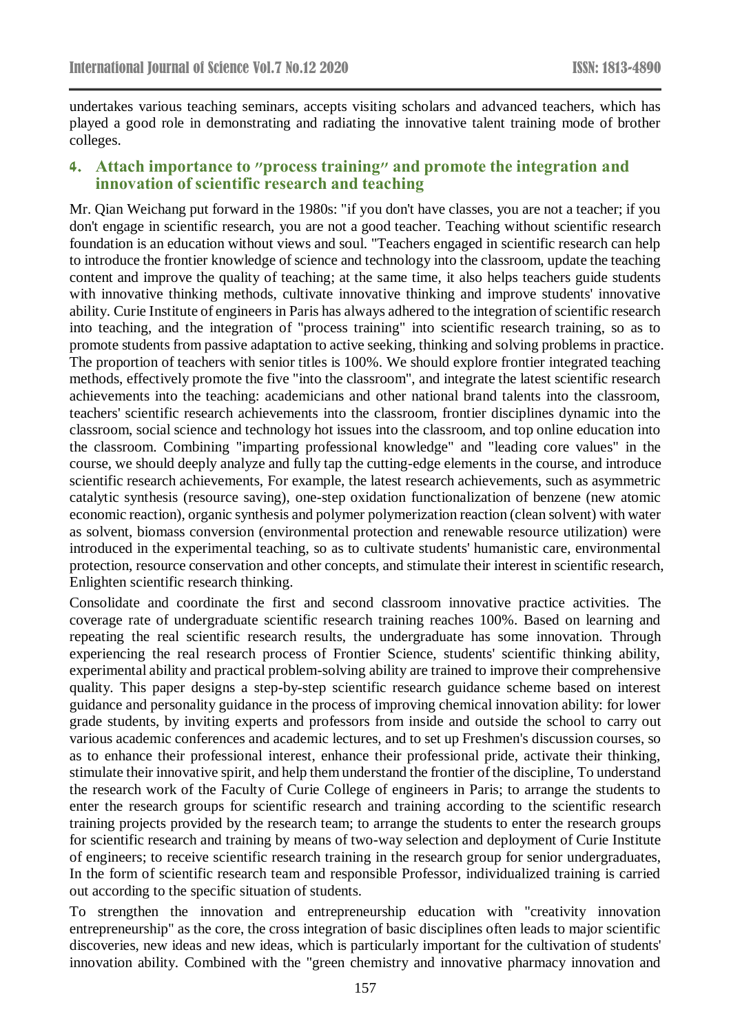undertakes various teaching seminars, accepts visiting scholars and advanced teachers, which has played a good role in demonstrating and radiating the innovative talent training mode of brother colleges.

## 4. Attach importance to "process training" and promote the integration and innovation of scientific research and teaching

Mr. Qian Weichang put forward in the 1980s: "if you don't have classes, you are not a teacher; if you don't engage in scientific research, you are not a good teacher. Teaching without scientific research foundation is an education without views and soul. "Teachers engaged in scientific research can help to introduce the frontier knowledge of science and technology into the classroom, update the teaching content and improve the quality of teaching; at the same time, it also helps teachers guide students with innovative thinking methods, cultivate innovative thinking and improve students' innovative ability. Curie Institute of engineers in Paris has always adhered to the integration of scientific research into teaching, and the integration of "process training" into scientific research training, so as to promote students from passive adaptation to active seeking, thinking and solving problems in practice. The proportion of teachers with senior titles is 100%. We should explore frontier integrated teaching methods, effectively promote the five "into the classroom", and integrate the latest scientific research achievements into the teaching: academicians and other national brand talents into the classroom, teachers' scientific research achievements into the classroom, frontier disciplines dynamic into the classroom, social science and technology hot issues into the classroom, and top online education into the classroom. Combining "imparting professional knowledge" and "leading core values" in the course, we should deeply analyze and fully tap the cutting-edge elements in the course, and introduce scientific research achievements, For example, the latest research achievements, such as asymmetric catalytic synthesis (resource saving), one-step oxidation functionalization of benzene (new atomic economic reaction), organic synthesis and polymer polymerization reaction (clean solvent) with water as solvent, biomass conversion (environmental protection and renewable resource utilization) were introduced in the experimental teaching, so as to cultivate students' humanistic care, environmental protection, resource conservation and other concepts, and stimulate their interest in scientific research, Enlighten scientific research thinking.

Consolidate and coordinate the first and second classroom innovative practice activities. The coverage rate of undergraduate scientific research training reaches 100%. Based on learning and repeating the real scientific research results, the undergraduate has some innovation. Through experiencing the real research process of Frontier Science, students' scientific thinking ability, experimental ability and practical problem-solving ability are trained to improve their comprehensive quality. This paper designs a step-by-step scientific research guidance scheme based on interest guidance and personality guidance in the process of improving chemical innovation ability: for lower grade students, by inviting experts and professors from inside and outside the school to carry out various academic conferences and academic lectures, and to set up Freshmen's discussion courses, so as to enhance their professional interest, enhance their professional pride, activate their thinking, stimulate their innovative spirit, and help them understand the frontier of the discipline, To understand the research work of the Faculty of Curie College of engineers in Paris; to arrange the students to enter the research groups for scientific research and training according to the scientific research training projects provided by the research team; to arrange the students to enter the research groups for scientific research and training by means of two-way selection and deployment of Curie Institute of engineers; to receive scientific research training in the research group for senior undergraduates, In the form of scientific research team and responsible Professor, individualized training is carried out according to the specific situation of students.

To strengthen the innovation and entrepreneurship education with "creativity innovation entrepreneurship" as the core, the cross integration of basic disciplines often leads to major scientific discoveries, new ideas and new ideas, which is particularly important for the cultivation of students' innovation ability. Combined with the "green chemistry and innovative pharmacy innovation and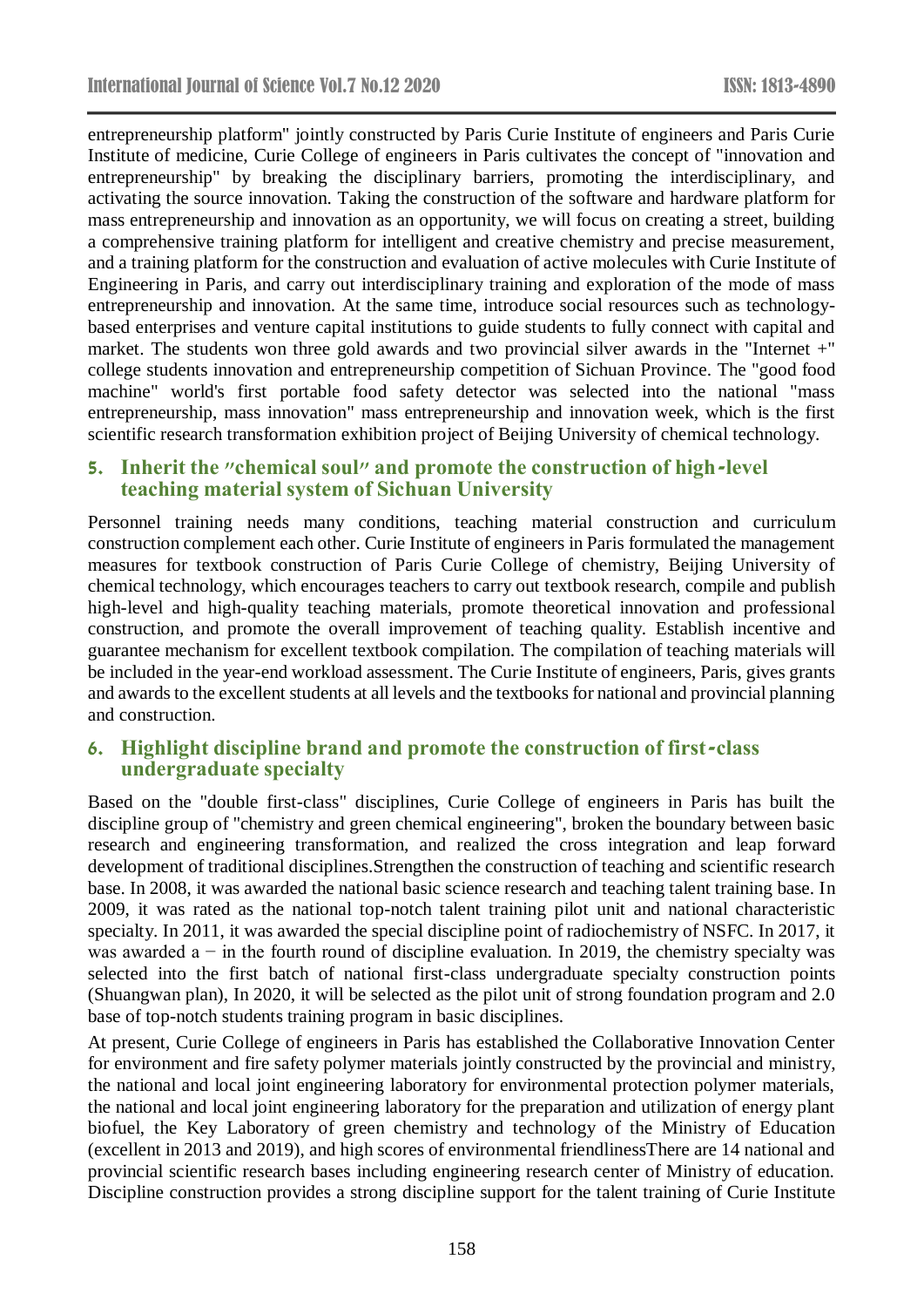entrepreneurship platform" jointly constructed by Paris Curie Institute of engineers and Paris Curie Institute of medicine, Curie College of engineers in Paris cultivates the concept of "innovation and entrepreneurship" by breaking the disciplinary barriers, promoting the interdisciplinary, and activating the source innovation. Taking the construction of the software and hardware platform for mass entrepreneurship and innovation as an opportunity, we will focus on creating a street, building a comprehensive training platform for intelligent and creative chemistry and precise measurement, and a training platform for the construction and evaluation of active molecules with Curie Institute of Engineering in Paris, and carry out interdisciplinary training and exploration of the mode of mass entrepreneurship and innovation. At the same time, introduce social resources such as technology-based enterprises and venture capital institutions to guide students to fully connect with capital and market. The students won three gold awards and two provincial silver awards in the "Internet +" college students innovation and entrepreneurship competition of Sichuan Province. The "good food machine" world's first portable food safety detector was selected into the national "mass entrepreneurship, mass innovation" mass entrepreneurship and innovation week, which is the first scientific research transformation exhibition project of Beijing University of chemical technology.

## 5. Inherit the "chemical soul" and promote the construction of high-level teaching material system of Sichuan University

Personnel training needs many conditions, teaching material construction and curriculum construction complement each other. Curie Institute of engineers in Paris formulated the management measures for textbook construction of Paris Curie College of chemistry, Beijing University of chemical technology, which encourages teachers to carry out textbook research, compile and publish high-level and high-quality teaching materials, promote theoretical innovation and professional construction, and promote the overall improvement of teaching quality. Establish incentive and guarantee mechanism for excellent textbook compilation. The compilation of teaching materials will be included in the year-end workload assessment. The Curie Institute of engineers, Paris, gives grants and awards to the excellent students at all levels and the textbooks for national and provincial planning and construction.

## 6. Highlight discipline brand and promote the construction of first-class undergraduate specialty

Based on the "double first-class" disciplines, Curie College of engineers in Paris has built the discipline group of "chemistry and green chemical engineering", broken the boundary between basic research and engineering transformation, and realized the cross integration and leap forward development of traditional disciplines.Strengthen the construction of teaching and scientific research base. In 2008, it was awarded the national basic science research and teaching talent training base. In 2009, it was rated as the national top-notch talent training pilot unit and national characteristic specialty. In 2011, it was awarded the special discipline point of radiochemistry of NSFC. In 2017, it was awarded a − in the fourth round of discipline evaluation. In 2019, the chemistry specialty was selected into the first batch of national first-class undergraduate specialty construction points (Shuangwan plan), In 2020, it will be selected as the pilot unit of strong foundation program and 2.0 base of top-notch students training program in basic disciplines.

At present, Curie College of engineers in Paris has established the Collaborative Innovation Center for environment and fire safety polymer materials jointly constructed by the provincial and ministry, the national and local joint engineering laboratory for environmental protection polymer materials, the national and local joint engineering laboratory for the preparation and utilization of energy plant biofuel, the Key Laboratory of green chemistry and technology of the Ministry of Education (excellent in 2013 and 2019), and high scores of environmental friendlinessThere are 14 national and provincial scientific research bases including engineering research center of Ministry of education. Discipline construction provides a strong discipline support for the talent training of Curie Institute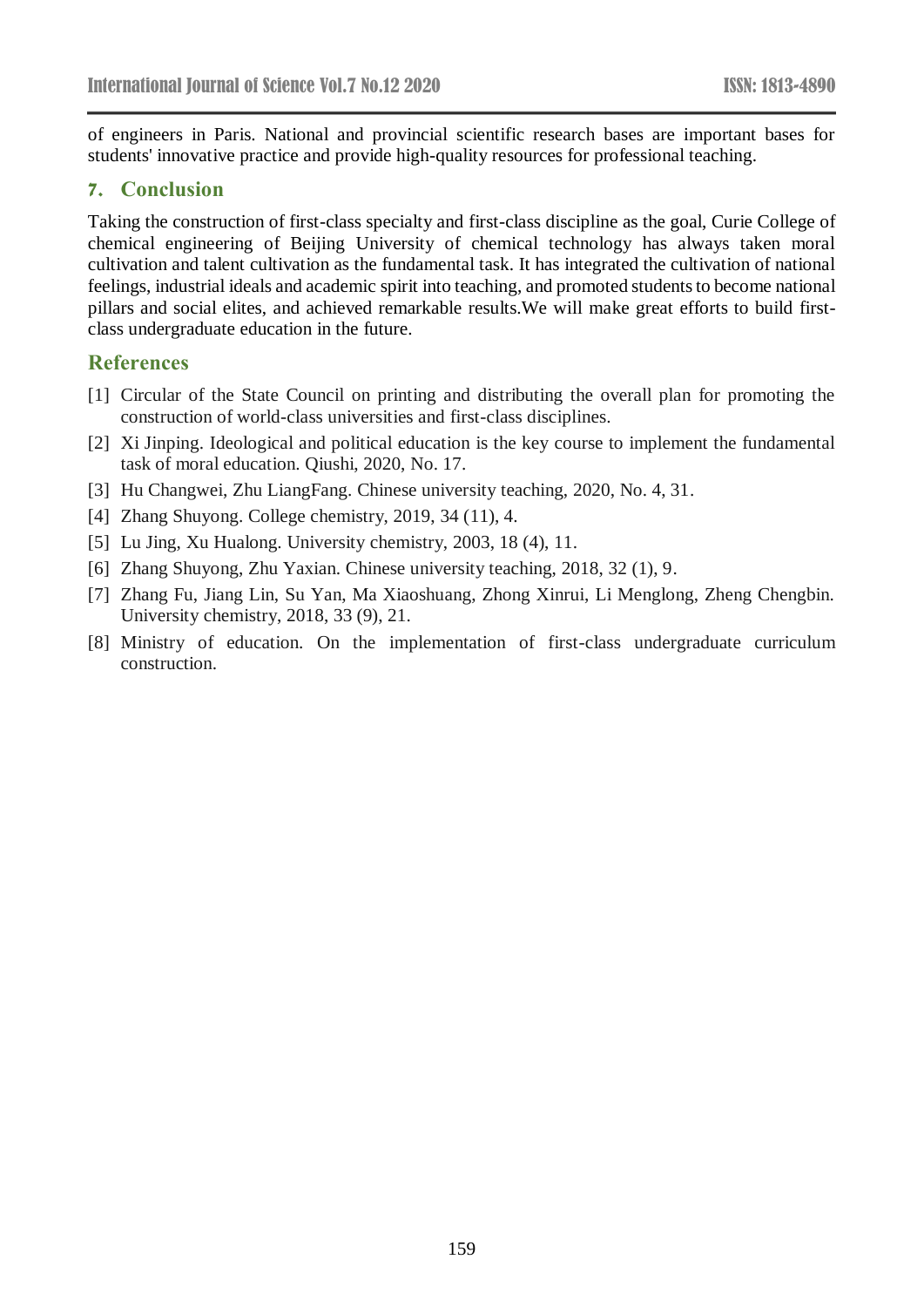of engineers in Paris. National and provincial scientific research bases are important bases for students' innovative practice and provide high-quality resources for professional teaching.

## 7. Conclusion

Taking the construction of first-class specialty and first-class discipline as the goal, Curie College of chemical engineering of Beijing University of chemical technology has always taken moral cultivation and talent cultivation as the fundamental task. It has integrated the cultivation of national feelings, industrial ideals and academic spirit into teaching, and promoted students to become national pillars and social elites, and achieved remarkable results.We will make great efforts to build first-class undergraduate education in the future.

## References

[1] Circular of the State Council on printing and distributing the overall plan for promoting the construction of world-class universities and first-class disciplines.

[2] Xi Jinping. Ideological and political education is the key course to implement the fundamental task of moral education. Qiushi, 2020, No. 17.

[3] Hu Changwei, Zhu LiangFang. Chinese university teaching, 2020, No. 4, 31.

[4] Zhang Shuyong. College chemistry, 2019, 34 (11), 4.

[5] Lu Jing, Xu Hualong. University chemistry, 2003, 18 (4), 11.

[6] Zhang Shuyong, Zhu Yaxian. Chinese university teaching, 2018, 32 (1), 9.

[7] Zhang Fu, Jiang Lin, Su Yan, Ma Xiaoshuang, Zhong Xinrui, Li Menglong, Zheng Chengbin. University chemistry, 2018, 33 (9), 21.

[8] Ministry of education. On the implementation of first-class undergraduate curriculum construction.